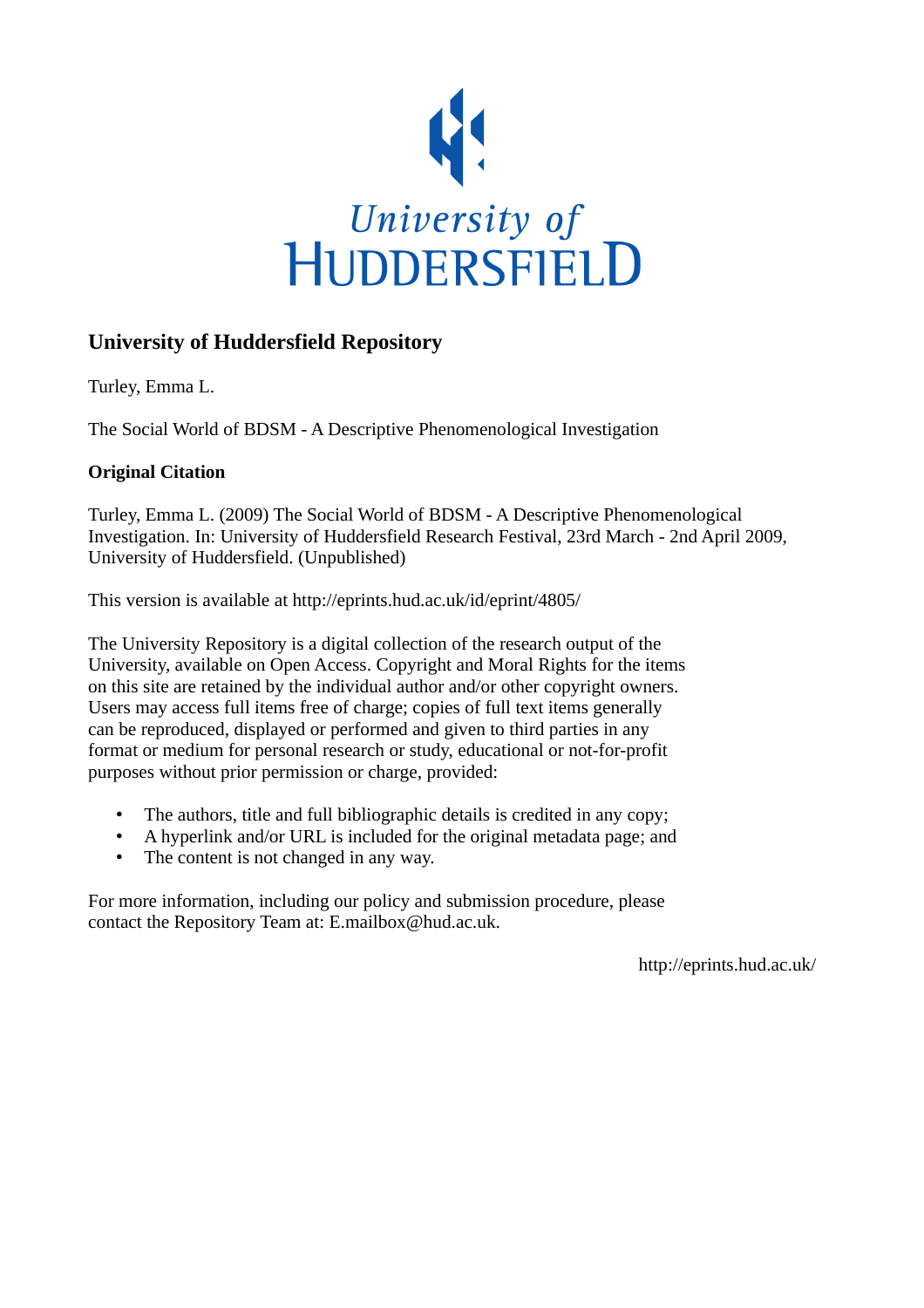University of HUDDERSFIELD

## University of Huddersfield Repository

Turley, Emma L.

The Social World of BDSM - A Descriptive Phenomenological Investigation

### Original Citation

Turley, Emma L. (2009) The Social World of BDSM - A Descriptive Phenomenological Investigation. In: University of Huddersfield Research Festival, 23rd March - 2nd April 2009, University of Huddersfield. (Unpublished)

This version is available at http://eprints.hud.ac.uk/id/eprint/4805/

The University Repository is a digital collection of the research output of the University, available on Open Access. Copyright and Moral Rights for the items on this site are retained by the individual author and/or other copyright owners. Users may access full items free of charge; copies of full text items generally can be reproduced, displayed or performed and given to third parties in any format or medium for personal research or study, educational or not-for-profit purposes without prior permission or charge, provided:

- The authors, title and full bibliographic details is credited in any copy;
- A hyperlink and/or URL is included for the original metadata page; and
- The content is not changed in any way.

For more information, including our policy and submission procedure, please contact the Repository Team at: E.mailbox@hud.ac.uk.

http://eprints.hud.ac.uk/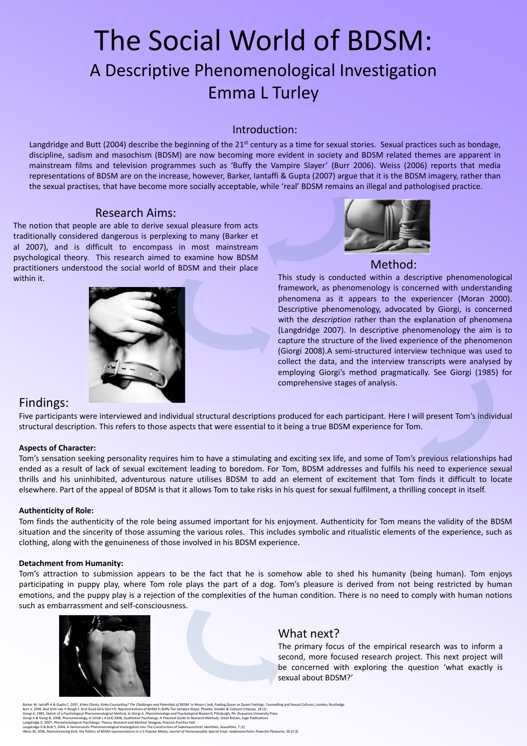# The Social World of BDSM:

## A Descriptive Phenomenological Investigation

## Emma L Turley

## Introduction:

Langdridge and Butt (2004) describe the beginning of the 21st century as a time for sexual stories. Sexual practices such as bondage, discipline, sadism and masochism (BDSM) are now becoming more evident in society and BDSM related themes are apparent in mainstream films and television programmes such as 'Buffy the Vampire Slayer' (Burr 2006). Weiss (2006) reports that media representations of BDSM are on the increase, however, Barker, Iantaffi & Gupta (2007) argue that it is the BDSM imagery, rather than the sexual practises, that have become more socially acceptable, while 'real' BDSM remains an illegal and pathologised practice.

## Research Aims:

The notion that people are able to derive sexual pleasure from acts traditionally considered dangerous is perplexing to many (Barker et al 2007), and is difficult to encompass in most mainstream psychological theory. This research aimed to examine how BDSM practitioners understood the social world of BDSM and their place within it.

## Method:

This study is conducted within a descriptive phenomenological framework, as phenomenology is concerned with understanding phenomena as it appears to the experiencer (Moran 2000). Descriptive phenomenology, advocated by Giorgi, is concerned with the *description* rather than the explanation of phenomena (Langdridge 2007). In descriptive phenomenology the aim is to capture the structure of the lived experience of the phenomenon (Giorgi 2008).A semi-structured interview technique was used to collect the data, and the interview transcripts were analysed by employing Giorgi's method pragmatically. See Giorgi (1985) for comprehensive stages of analysis.

## Findings:

Five participants were interviewed and individual structural descriptions produced for each participant. Here I will present Tom's individual structural description. This refers to those aspects that were essential to it being a true BDSM experience for Tom.

**Aspects of Character:**

Tom's sensation seeking personality requires him to have a stimulating and exciting sex life, and some of Tom's previous relationships had ended as a result of lack of sexual excitement leading to boredom. For Tom, BDSM addresses and fulfils his need to experience sexual thrills and his uninhibited, adventurous nature utilises BDSM to add an element of excitement that Tom finds it difficult to locate elsewhere. Part of the appeal of BDSM is that it allows Tom to take risks in his quest for sexual fulfilment, a thrilling concept in itself.

**Authenticity of Role:**

Tom finds the authenticity of the role being assumed important for his enjoyment. Authenticity for Tom means the validity of the BDSM situation and the sincerity of those assuming the various roles. This includes symbolic and ritualistic elements of the experience, such as clothing, along with the genuineness of those involved in his BDSM experience.

**Detachment from Humanity:**

Tom's attraction to submission appears to be the fact that he is somehow able to shed his humanity (being human). Tom enjoys participating in puppy play, where Tom role plays the part of a dog. Tom's pleasure is derived from not being restricted by human emotions, and the puppy play is a rejection of the complexities of the human condition. There is no need to comply with human notions such as embarrassment and self-consciousness.

## What next?

The primary focus of the empirical research was to inform a second, more focused research project. This next project will be concerned with exploring the question 'what exactly is sexual about BDSM?'

Barker M, Iantaffi A & Gupta C, 2007, *Kinky Clients, Kinky Counselling? The Challenges and Potentials of BDSM*. In Moon L (ed), Feeling Queer or Queer Feelings: Counselling and Sexual Cultures, London, Routledge
Burr V, 2006, Bad Girls Like It Rough (- And Good Girls Don't?): Representations of BDSM in Buffy The Vampire Slayer, Phoebe, *Gender & Cultural Critiques*, 18 (1)
Giorgi A, 1985, Sketch of a Psychological Phenomenological Method, In Giorgi A, *Phenomenology and Psychological Research*, Pittsburgh, PA: Duquesne University Press
Giorgi A & Giorgi B, 2008, Phenomenology, In Smith J A (ed) 2008, *Qualitative Psychology: A Practical Guide to Research Methods*, Great Britain, Sage Publications
Langdridge D, 2007, *Phenomenological Psychology: Theory, Research and Method*, Glasgow, Pearson Prentice Hall
Langdridge D & Butt T, 2004, A Hermeneutic Phenomenological Investigation into The Construction of Sadomasochistic Identities, *Sexualities*, 7 (1)
Weiss M, 2006, Mainstreaming Kink: the Politics of BDSM representations in U.S Popular Media, *Journal of Homosexuality Special Issue: Sadomasochism: Powerful Pleasures*, 50 (2-3)